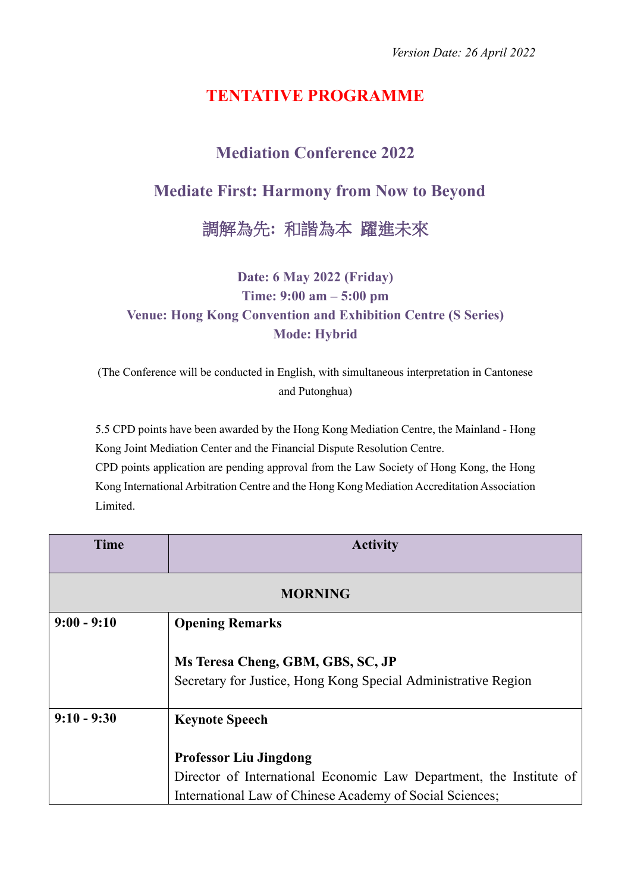*Version Date: 26 April 2022*

# TENTATIVE PROGRAMME

## Mediation Conference 2022

## Mediate First: Harmony from Now to Beyond

## 調解為先: 和諧為本 躍進未來

**Date: 6 May 2022 (Friday)**
**Time: 9:00 am – 5:00 pm**
**Venue: Hong Kong Convention and Exhibition Centre (S Series)**
**Mode: Hybrid**

(The Conference will be conducted in English, with simultaneous interpretation in Cantonese and Putonghua)

5.5 CPD points have been awarded by the Hong Kong Mediation Centre, the Mainland - Hong Kong Joint Mediation Center and the Financial Dispute Resolution Centre.
CPD points application are pending approval from the Law Society of Hong Kong, the Hong Kong International Arbitration Centre and the Hong Kong Mediation Accreditation Association Limited.

| Time | Activity |
|---|---|
| **MORNING** | |
| **9:00 - 9:10** | **Opening Remarks**<br><br>**Ms Teresa Cheng, GBM, GBS, SC, JP**<br>Secretary for Justice, Hong Kong Special Administrative Region |
| **9:10 - 9:30** | **Keynote Speech**<br><br>**Professor Liu Jingdong**<br>Director of International Economic Law Department, the Institute of International Law of Chinese Academy of Social Sciences; |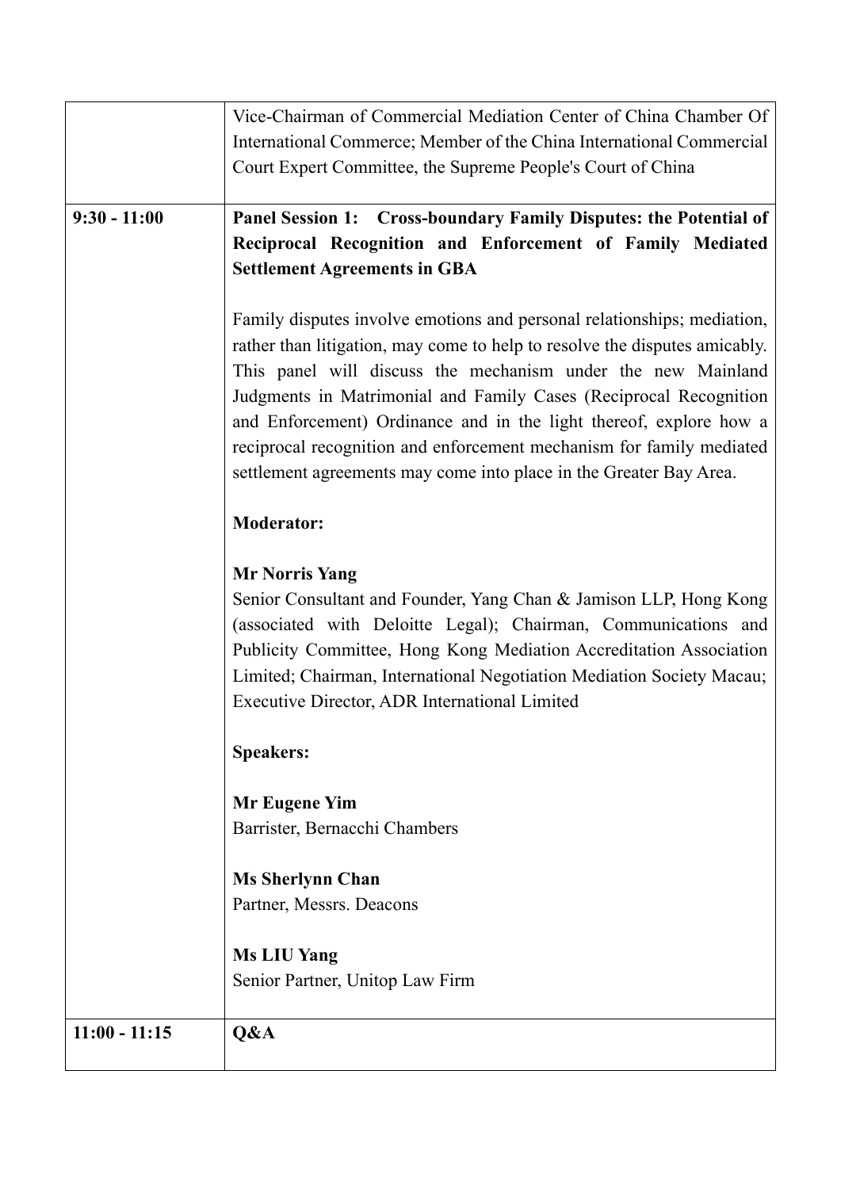| | |
|---|---|
| | Vice-Chairman of Commercial Mediation Center of China Chamber Of International Commerce; Member of the China International Commercial Court Expert Committee, the Supreme People's Court of China |
| **9:30 - 11:00** | **Panel Session 1: Cross-boundary Family Disputes: the Potential of Reciprocal Recognition and Enforcement of Family Mediated Settlement Agreements in GBA**<br><br>Family disputes involve emotions and personal relationships; mediation, rather than litigation, may come to help to resolve the disputes amicably. This panel will discuss the mechanism under the new Mainland Judgments in Matrimonial and Family Cases (Reciprocal Recognition and Enforcement) Ordinance and in the light thereof, explore how a reciprocal recognition and enforcement mechanism for family mediated settlement agreements may come into place in the Greater Bay Area.<br><br>**Moderator:**<br><br>**Mr Norris Yang**<br>Senior Consultant and Founder, Yang Chan & Jamison LLP, Hong Kong (associated with Deloitte Legal); Chairman, Communications and Publicity Committee, Hong Kong Mediation Accreditation Association Limited; Chairman, International Negotiation Mediation Society Macau; Executive Director, ADR International Limited<br><br>**Speakers:**<br><br>**Mr Eugene Yim**<br>Barrister, Bernacchi Chambers<br><br>**Ms Sherlynn Chan**<br>Partner, Messrs. Deacons<br><br>**Ms LIU Yang**<br>Senior Partner, Unitop Law Firm |
| **11:00 - 11:15** | **Q&A** |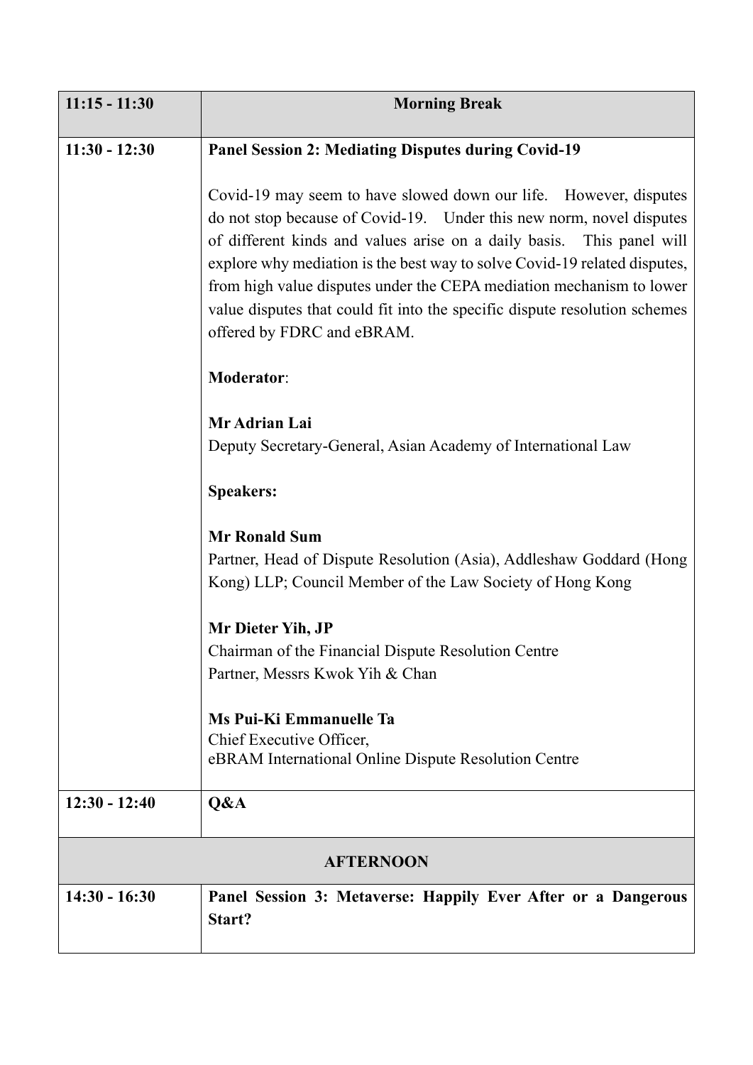| 11:15 - 11:30 | **Morning Break** |
|---|---|
| 11:30 - 12:30 | **Panel Session 2: Mediating Disputes during Covid-19**<br><br>Covid-19 may seem to have slowed down our life. However, disputes do not stop because of Covid-19. Under this new norm, novel disputes of different kinds and values arise on a daily basis. This panel will explore why mediation is the best way to solve Covid-19 related disputes, from high value disputes under the CEPA mediation mechanism to lower value disputes that could fit into the specific dispute resolution schemes offered by FDRC and eBRAM.<br><br>**Moderator**:<br><br>**Mr Adrian Lai**<br>Deputy Secretary-General, Asian Academy of International Law<br><br>**Speakers:**<br><br>**Mr Ronald Sum**<br>Partner, Head of Dispute Resolution (Asia), Addleshaw Goddard (Hong Kong) LLP; Council Member of the Law Society of Hong Kong<br><br>**Mr Dieter Yih, JP**<br>Chairman of the Financial Dispute Resolution Centre<br>Partner, Messrs Kwok Yih & Chan<br><br>**Ms Pui-Ki Emmanuelle Ta**<br>Chief Executive Officer,<br>eBRAM International Online Dispute Resolution Centre |
| 12:30 - 12:40 | **Q&A** |
| **AFTERNOON** | |
| 14:30 - 16:30 | **Panel Session 3: Metaverse: Happily Ever After or a Dangerous Start?** |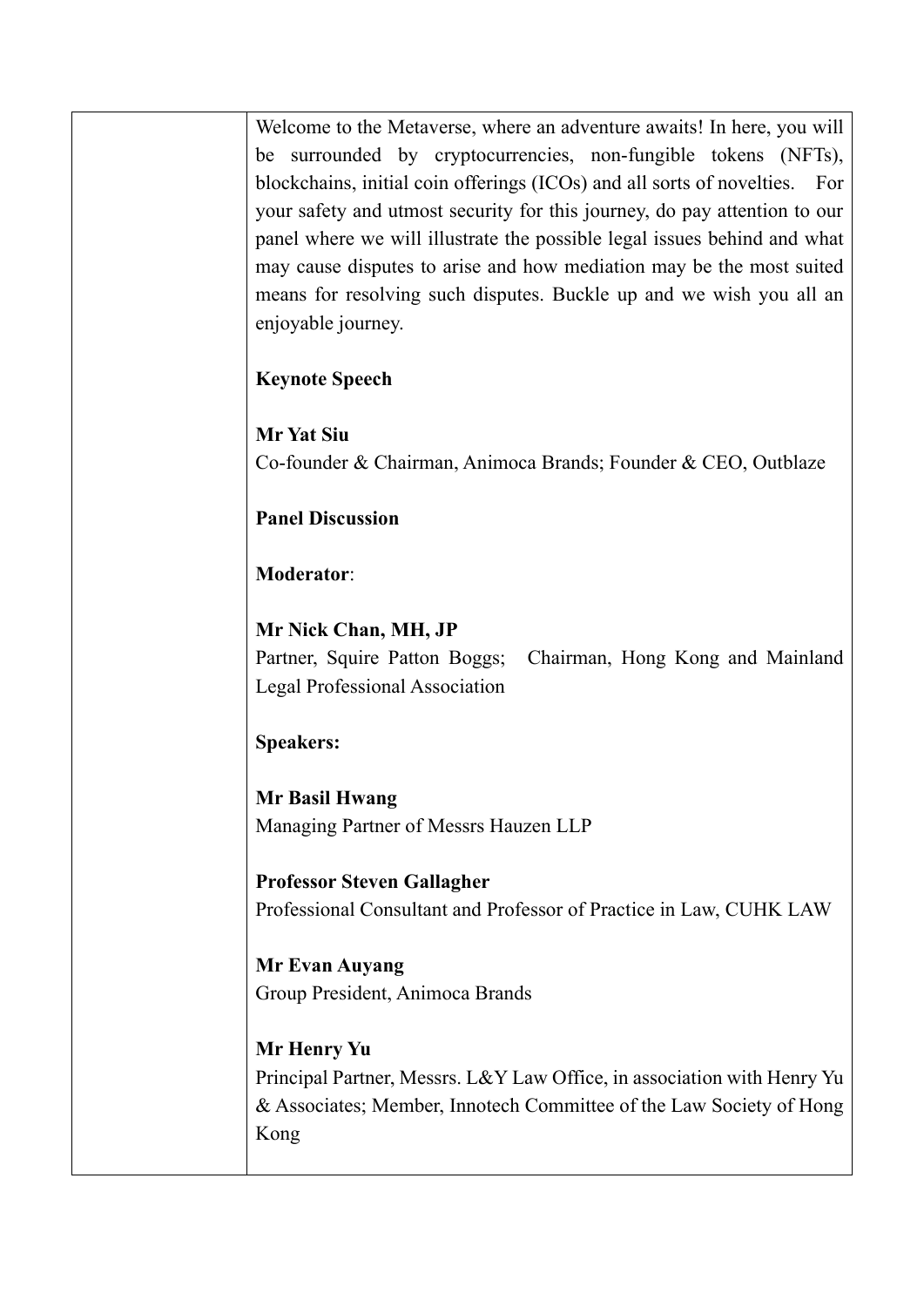Welcome to the Metaverse, where an adventure awaits! In here, you will be surrounded by cryptocurrencies, non-fungible tokens (NFTs), blockchains, initial coin offerings (ICOs) and all sorts of novelties. For your safety and utmost security for this journey, do pay attention to our panel where we will illustrate the possible legal issues behind and what may cause disputes to arise and how mediation may be the most suited means for resolving such disputes. Buckle up and we wish you all an enjoyable journey.

**Keynote Speech**

**Mr Yat Siu**
Co-founder & Chairman, Animoca Brands; Founder & CEO, Outblaze

**Panel Discussion**

**Moderator**:

**Mr Nick Chan, MH, JP**
Partner, Squire Patton Boggs; Chairman, Hong Kong and Mainland Legal Professional Association

**Speakers:**

**Mr Basil Hwang**
Managing Partner of Messrs Hauzen LLP

**Professor Steven Gallagher**
Professional Consultant and Professor of Practice in Law, CUHK LAW

**Mr Evan Auyang**
Group President, Animoca Brands

**Mr Henry Yu**
Principal Partner, Messrs. L&Y Law Office, in association with Henry Yu & Associates; Member, Innotech Committee of the Law Society of Hong Kong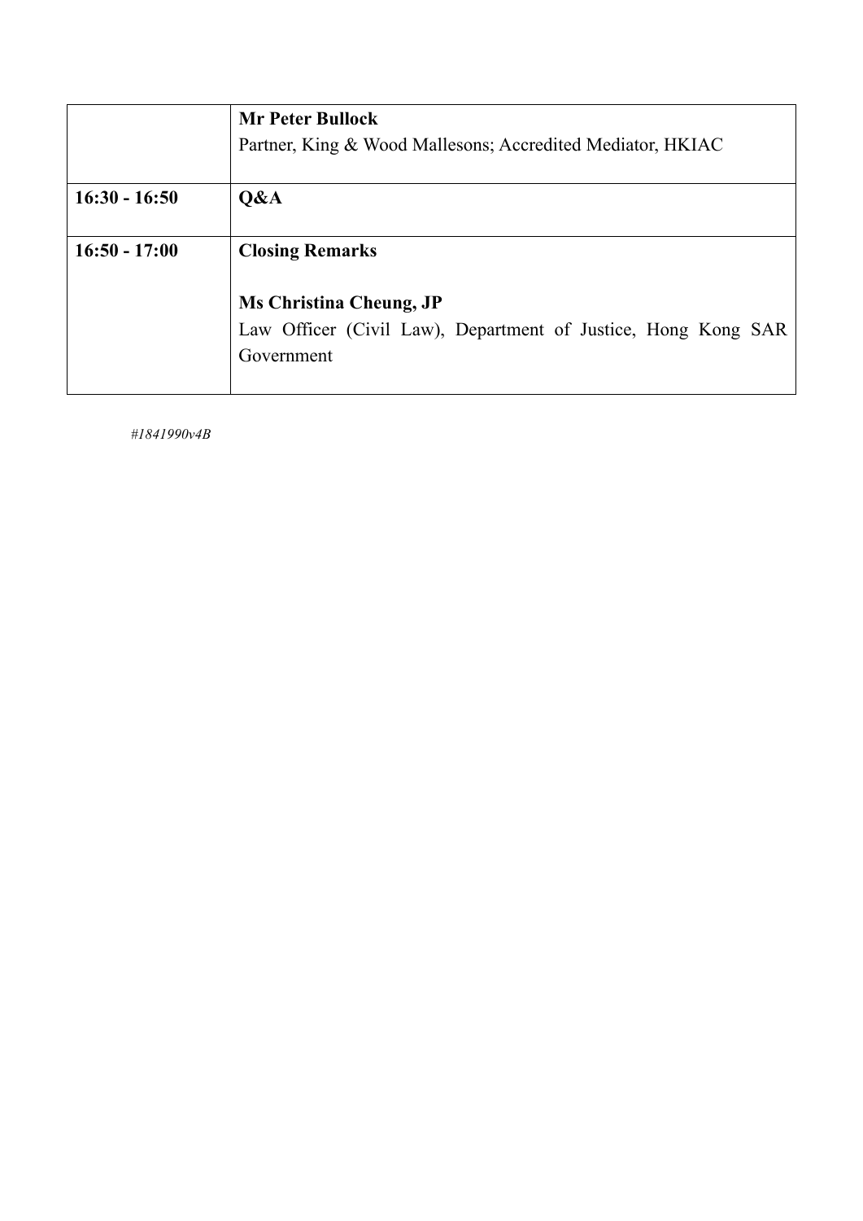| | |
|---|---|
| | **Mr Peter Bullock**<br>Partner, King & Wood Mallesons; Accredited Mediator, HKIAC |
| **16:30 - 16:50** | **Q&A** |
| **16:50 - 17:00** | **Closing Remarks**<br><br>**Ms Christina Cheung, JP**<br>Law Officer (Civil Law), Department of Justice, Hong Kong SAR Government |

*#1841990v4B*